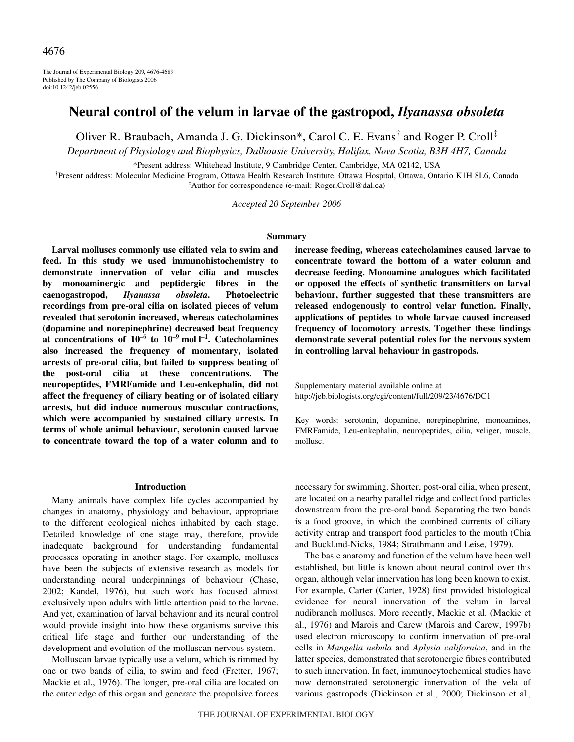The Journal of Experimental Biology 209, 4676-4689
Published by The Company of Biologists 2006
doi:10.1242/jeb.02556

# Neural control of the velum in larvae of the gastropod, *Ilyanassa obsoleta*

Oliver R. Braubach, Amanda J. G. Dickinson*, Carol C. E. Evans[†] and Roger P. Croll[‡]

*Department of Physiology and Biophysics, Dalhousie University, Halifax, Nova Scotia, B3H 4H7, Canada*

*Present address: Whitehead Institute, 9 Cambridge Center, Cambridge, MA 02142, USA

[†]Present address: Molecular Medicine Program, Ottawa Health Research Institute, Ottawa Hospital, Ottawa, Ontario K1H 8L6, Canada

[‡]Author for correspondence (e-mail: Roger.Croll@dal.ca)

*Accepted 20 September 2006*

## Summary

**Larval molluscs commonly use ciliated vela to swim and feed. In this study we used immunohistochemistry to demonstrate innervation of velar cilia and muscles by monoaminergic and peptidergic fibres in the caenogastropod, *Ilyanassa obsoleta*. Photoelectric recordings from pre-oral cilia on isolated pieces of velum revealed that serotonin increased, whereas catecholamines (dopamine and norepinephrine) decreased beat frequency at concentrations of $10^{-6}$ to $10^{-9}$ mol $l^{-1}$. Catecholamines also increased the frequency of momentary, isolated arrests of pre-oral cilia, but failed to suppress beating of the post-oral cilia at these concentrations. The neuropeptides, FMRFamide and Leu-enkephalin, did not affect the frequency of ciliary beating or of isolated ciliary arrests, but did induce numerous muscular contractions, which were accompanied by sustained ciliary arrests. In terms of whole animal behaviour, serotonin caused larvae to concentrate toward the top of a water column and to increase feeding, whereas catecholamines caused larvae to concentrate toward the bottom of a water column and decrease feeding. Monoamine analogues which facilitated or opposed the effects of synthetic transmitters on larval behaviour, further suggested that these transmitters are released endogenously to control velar function. Finally, applications of peptides to whole larvae caused increased frequency of locomotory arrests. Together these findings demonstrate several potential roles for the nervous system in controlling larval behaviour in gastropods.**

Supplementary material available online at http://jeb.biologists.org/cgi/content/full/209/23/4676/DC1

Key words: serotonin, dopamine, norepinephrine, monoamines, FMRFamide, Leu-enkephalin, neuropeptides, cilia, veliger, muscle, mollusc.

## Introduction

Many animals have complex life cycles accompanied by changes in anatomy, physiology and behaviour, appropriate to the different ecological niches inhabited by each stage. Detailed knowledge of one stage may, therefore, provide inadequate background for understanding fundamental processes operating in another stage. For example, molluscs have been the subjects of extensive research as models for understanding neural underpinnings of behaviour (Chase, 2002; Kandel, 1976), but such work has focused almost exclusively upon adults with little attention paid to the larvae. And yet, examination of larval behaviour and its neural control would provide insight into how these organisms survive this critical life stage and further our understanding of the development and evolution of the molluscan nervous system.

Molluscan larvae typically use a velum, which is rimmed by one or two bands of cilia, to swim and feed (Fretter, 1967; Mackie et al., 1976). The longer, pre-oral cilia are located on the outer edge of this organ and generate the propulsive forces necessary for swimming. Shorter, post-oral cilia, when present, are located on a nearby parallel ridge and collect food particles downstream from the pre-oral band. Separating the two bands is a food groove, in which the combined currents of ciliary activity entrap and transport food particles to the mouth (Chia and Buckland-Nicks, 1984; Strathmann and Leise, 1979).

The basic anatomy and function of the velum have been well established, but little is known about neural control over this organ, although velar innervation has long been known to exist. For example, Carter (Carter, 1928) first provided histological evidence for neural innervation of the velum in larval nudibranch molluscs. More recently, Mackie et al. (Mackie et al., 1976) and Marois and Carew (Marois and Carew, 1997b) used electron microscopy to confirm innervation of pre-oral cells in *Mangelia nebula* and *Aplysia californica*, and in the latter species, demonstrated that serotonergic fibres contributed to such innervation. In fact, immunocytochemical studies have now demonstrated serotonergic innervation of the vela of various gastropods (Dickinson et al., 2000; Dickinson et al.,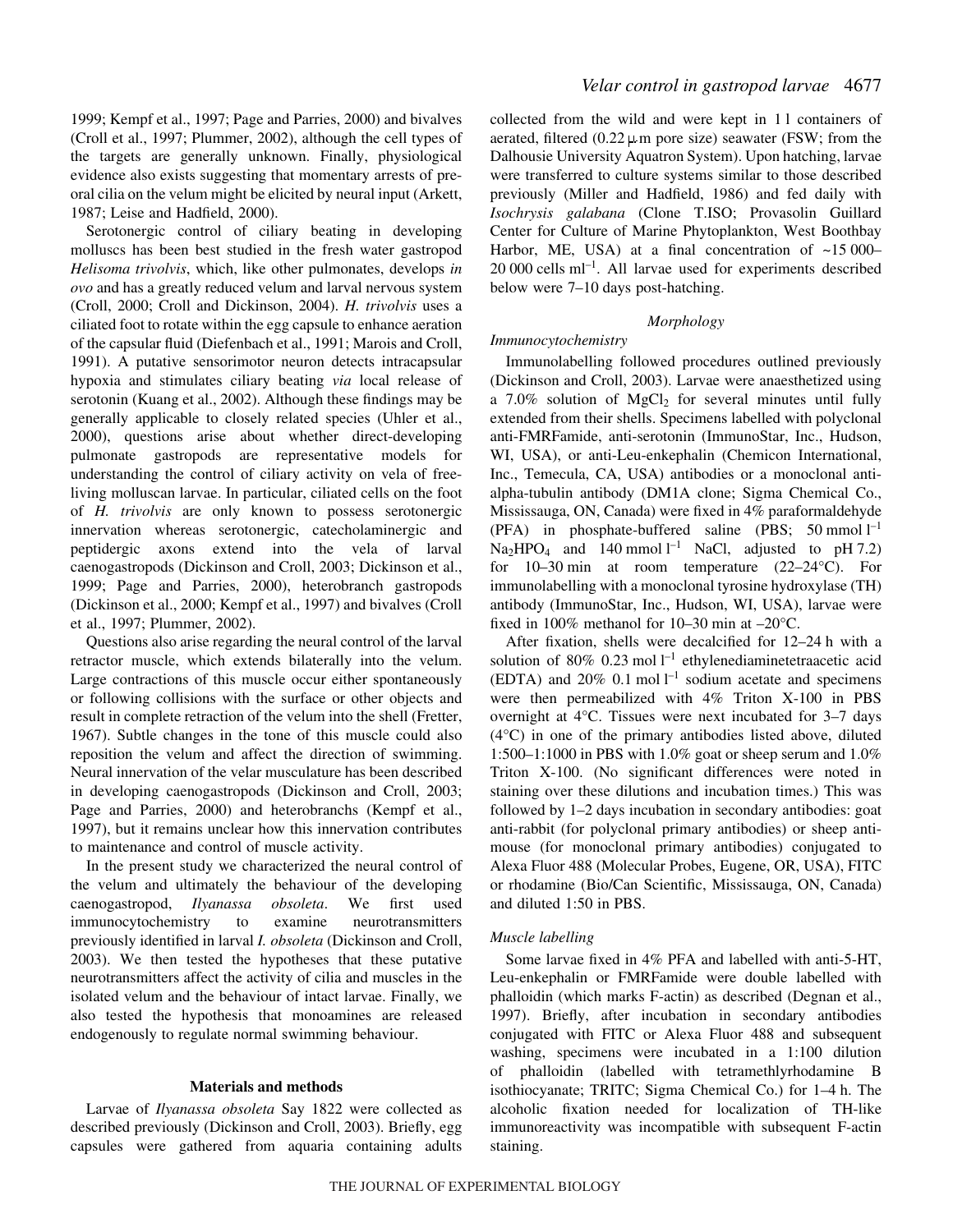1999; Kempf et al., 1997; Page and Parries, 2000) and bivalves (Croll et al., 1997; Plummer, 2002), although the cell types of the targets are generally unknown. Finally, physiological evidence also exists suggesting that momentary arrests of preoral cilia on the velum might be elicited by neural input (Arkett, 1987; Leise and Hadfield, 2000).

Serotonergic control of ciliary beating in developing molluscs has been best studied in the fresh water gastropod *Helisoma trivolvis*, which, like other pulmonates, develops *in ovo* and has a greatly reduced velum and larval nervous system (Croll, 2000; Croll and Dickinson, 2004). *H. trivolvis* uses a ciliated foot to rotate within the egg capsule to enhance aeration of the capsular fluid (Diefenbach et al., 1991; Marois and Croll, 1991). A putative sensorimotor neuron detects intracapsular hypoxia and stimulates ciliary beating *via* local release of serotonin (Kuang et al., 2002). Although these findings may be generally applicable to closely related species (Uhler et al., 2000), questions arise about whether direct-developing pulmonate gastropods are representative models for understanding the control of ciliary activity on vela of free-living molluscan larvae. In particular, ciliated cells on the foot of *H. trivolvis* are only known to possess serotonergic innervation whereas serotonergic, catecholaminergic and peptidergic axons extend into the vela of larval caenogastropods (Dickinson and Croll, 2003; Dickinson et al., 1999; Page and Parries, 2000), heterobranch gastropods (Dickinson et al., 2000; Kempf et al., 1997) and bivalves (Croll et al., 1997; Plummer, 2002).

Questions also arise regarding the neural control of the larval retractor muscle, which extends bilaterally into the velum. Large contractions of this muscle occur either spontaneously or following collisions with the surface or other objects and result in complete retraction of the velum into the shell (Fretter, 1967). Subtle changes in the tone of this muscle could also reposition the velum and affect the direction of swimming. Neural innervation of the velar musculature has been described in developing caenogastropods (Dickinson and Croll, 2003; Page and Parries, 2000) and heterobranchs (Kempf et al., 1997), but it remains unclear how this innervation contributes to maintenance and control of muscle activity.

In the present study we characterized the neural control of the velum and ultimately the behaviour of the developing caenogastropod, *Ilyanassa obsoleta*. We first used immunocytochemistry to examine neurotransmitters previously identified in larval *I. obsoleta* (Dickinson and Croll, 2003). We then tested the hypotheses that these putative neurotransmitters affect the activity of cilia and muscles in the isolated velum and the behaviour of intact larvae. Finally, we also tested the hypothesis that monoamines are released endogenously to regulate normal swimming behaviour.

## Materials and methods

Larvae of *Ilyanassa obsoleta* Say 1822 were collected as described previously (Dickinson and Croll, 2003). Briefly, egg capsules were gathered from aquaria containing adults collected from the wild and were kept in 1 l containers of aerated, filtered (0.22 μm pore size) seawater (FSW; from the Dalhousie University Aquatron System). Upon hatching, larvae were transferred to culture systems similar to those described previously (Miller and Hadfield, 1986) and fed daily with *Isochrysis galabana* (Clone T.ISO; Provasolin Guillard Center for Culture of Marine Phytoplankton, West Boothbay Harbor, ME, USA) at a final concentration of ~15 000–20 000 cells $ml^{-1}$. All larvae used for experiments described below were 7–10 days post-hatching.

### *Morphology*

#### *Immunocytochemistry*

Immunolabelling followed procedures outlined previously (Dickinson and Croll, 2003). Larvae were anaesthetized using a 7.0% solution of $MgCl_2$ for several minutes until fully extended from their shells. Specimens labelled with polyclonal anti-FMRFamide, anti-serotonin (ImmunoStar, Inc., Hudson, WI, USA), or anti-Leu-enkephalin (Chemicon International, Inc., Temecula, CA, USA) antibodies or a monoclonal anti-alpha-tubulin antibody (DM1A clone; Sigma Chemical Co., Mississauga, ON, Canada) were fixed in 4% paraformaldehyde (PFA) in phosphate-buffered saline (PBS; 50 mmol $l^{-1}$ $Na_2HPO_4$ and 140 mmol $l^{-1}$ NaCl, adjusted to pH 7.2) for 10–30 min at room temperature (22–24°C). For immunolabelling with a monoclonal tyrosine hydroxylase (TH) antibody (ImmunoStar, Inc., Hudson, WI, USA), larvae were fixed in 100% methanol for 10–30 min at –20°C.

After fixation, shells were decalcified for 12–24 h with a solution of 80% 0.23 mol $l^{-1}$ ethylenediaminetetraacetic acid (EDTA) and 20% 0.1 mol $l^{-1}$ sodium acetate and specimens were then permeabilized with 4% Triton X-100 in PBS overnight at 4°C. Tissues were next incubated for 3–7 days (4°C) in one of the primary antibodies listed above, diluted 1:500–1:1000 in PBS with 1.0% goat or sheep serum and 1.0% Triton X-100. (No significant differences were noted in staining over these dilutions and incubation times.) This was followed by 1–2 days incubation in secondary antibodies: goat anti-rabbit (for polyclonal primary antibodies) or sheep anti-mouse (for monoclonal primary antibodies) conjugated to Alexa Fluor 488 (Molecular Probes, Eugene, OR, USA), FITC or rhodamine (Bio/Can Scientific, Mississauga, ON, Canada) and diluted 1:50 in PBS.

#### *Muscle labelling*

Some larvae fixed in 4% PFA and labelled with anti-5-HT, Leu-enkephalin or FMRFamide were double labelled with phalloidin (which marks F-actin) as described (Degnan et al., 1997). Briefly, after incubation in secondary antibodies conjugated with FITC or Alexa Fluor 488 and subsequent washing, specimens were incubated in a 1:100 dilution of phalloidin (labelled with tetramethlyrhodamine B isothiocyanate; TRITC; Sigma Chemical Co.) for 1–4 h. The alcoholic fixation needed for localization of TH-like immunoreactivity was incompatible with subsequent F-actin staining.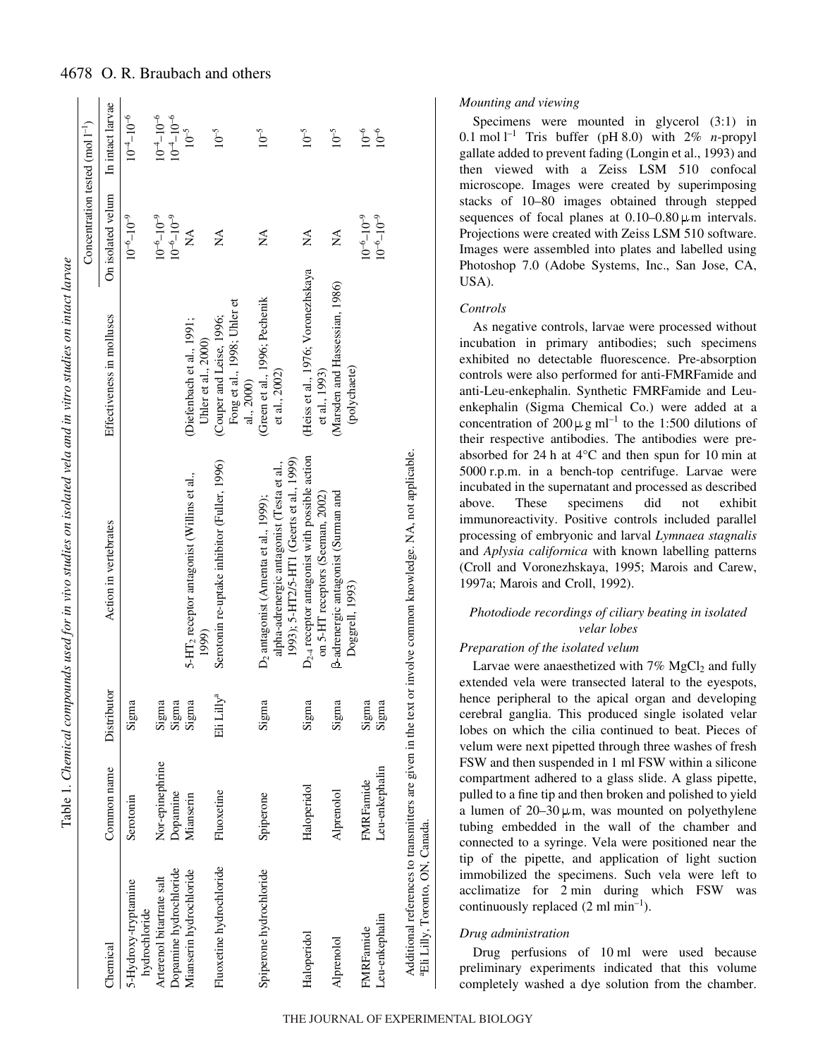Table 1. *Chemical compounds used for in vivo studies on isolated vela and in vitro studies on intact larvae*

| Chemical | Common name | Distributor | Action in vertebrates | Effectiveness in molluscs | Concentration tested (mol l$^{-1}$) | |
|---|---|---|---|---|---|---|
| | | | | | On isolated velum | In intact larvae |
| 5-Hydroxy-tryptamine hydrochloride | Serotonin | Sigma | | | $10^{-6}$–$10^{-9}$ | $10^{-4}$–$10^{-6}$ |
| Arterenol bitartrate salt | Nor-epinephrine | Sigma | | | $10^{-6}$–$10^{-9}$ | $10^{-4}$–$10^{-6}$ |
| Dopamine hydrochloride | Dopamine | Sigma | | | $10^{-6}$–$10^{-9}$ | $10^{-4}$–$10^{-6}$ |
| Mianserin hydrochloride | Mianserin | Sigma | 5-HT$_2$ receptor antagonist (Willins et al., 1999) | (Diefenbach et al., 1991; Uhler et al., 2000) | NA | $10^{-5}$ |
| Fluoxetine hydrochloride | Fluoxetine | Eli Lilly[a] | Serotonin re-uptake inhibitor (Fuller, 1996) | (Couper and Leise, 1996; Fong et al., 1998; Uhler et al., 2000) | NA | $10^{-5}$ |
| Spiperone hydrochloride | Spiperone | Sigma | D$_2$ antagonist (Amenta et al., 1999); alpha-adrenergic antagonist (Testa et al., 1993); 5-HT2/5-HT1 (Geerts et al., 1999) | (Green et al., 1996; Pechenik et al., 2002) | NA | $10^{-5}$ |
| Haloperidol | Haloperidol | Sigma | D$_{2-4}$ receptor antagonist with possible action on 5-HT receptors (Seeman, 2002) | (Heiss et al., 1976; Voronezhskaya et al., 1993) | NA | $10^{-5}$ |
| Alprenolol | Alprenolol | Sigma | β-adrenergic antagonist (Surman and Doggrell, 1993) | (Marsden and Hassessian, 1986) (polychaete) | NA | $10^{-5}$ |
| FMRFamide | FMRFamide | Sigma | | | $10^{-6}$–$10^{-9}$ | $10^{-6}$ |
| Leu-enkephalin | Leu-enkephalin | Sigma | | | $10^{-6}$–$10^{-9}$ | $10^{-6}$ |

Additional references to transmitters are given in the text or involve common knowledge. NA, not applicable.

[a]Eli Lilly, Toronto, ON, Canada.

#### *Mounting and viewing*

Specimens were mounted in glycerol (3:1) in 0.1 mol l$^{-1}$ Tris buffer (pH 8.0) with 2% *n*-propyl gallate added to prevent fading (Longin et al., 1993) and then viewed with a Zeiss LSM 510 confocal microscope. Images were created by superimposing stacks of 10–80 images obtained through stepped sequences of focal planes at 0.10–0.80 μm intervals. Projections were created with Zeiss LSM 510 software. Images were assembled into plates and labelled using Photoshop 7.0 (Adobe Systems, Inc., San Jose, CA, USA).

#### *Controls*

As negative controls, larvae were processed without incubation in primary antibodies; such specimens exhibited no detectable fluorescence. Pre-absorption controls were also performed for anti-FMRFamide and anti-Leu-enkephalin. Synthetic FMRFamide and Leu-enkephalin (Sigma Chemical Co.) were added at a concentration of 200 μg ml$^{-1}$ to the 1:500 dilutions of their respective antibodies. The antibodies were pre-absorbed for 24 h at 4°C and then spun for 10 min at 5000 r.p.m. in a bench-top centrifuge. Larvae were incubated in the supernatant and processed as described above. These specimens did not exhibit immunoreactivity. Positive controls included parallel processing of embryonic and larval *Lymnaea stagnalis* and *Aplysia californica* with known labelling patterns (Croll and Voronezhskaya, 1995; Marois and Carew, 1997a; Marois and Croll, 1992).

### *Photodiode recordings of ciliary beating in isolated velar lobes*

#### *Preparation of the isolated velum*

Larvae were anaesthetized with 7% $MgCl_2$ and fully extended vela were transected lateral to the eyespots, hence peripheral to the apical organ and developing cerebral ganglia. This produced single isolated velar lobes on which the cilia continued to beat. Pieces of velum were next pipetted through three washes of fresh FSW and then suspended in 1 ml FSW within a silicone compartment adhered to a glass slide. A glass pipette, pulled to a fine tip and then broken and polished to yield a lumen of 20–30 μm, was mounted on polyethylene tubing embedded in the wall of the chamber and connected to a syringe. Vela were positioned near the tip of the pipette, and application of light suction immobilized the specimens. Such vela were left to acclimatize for 2 min during which FSW was continuously replaced (2 ml min$^{-1}$).

#### *Drug administration*

Drug perfusions of 10 ml were used because preliminary experiments indicated that this volume completely washed a dye solution from the chamber.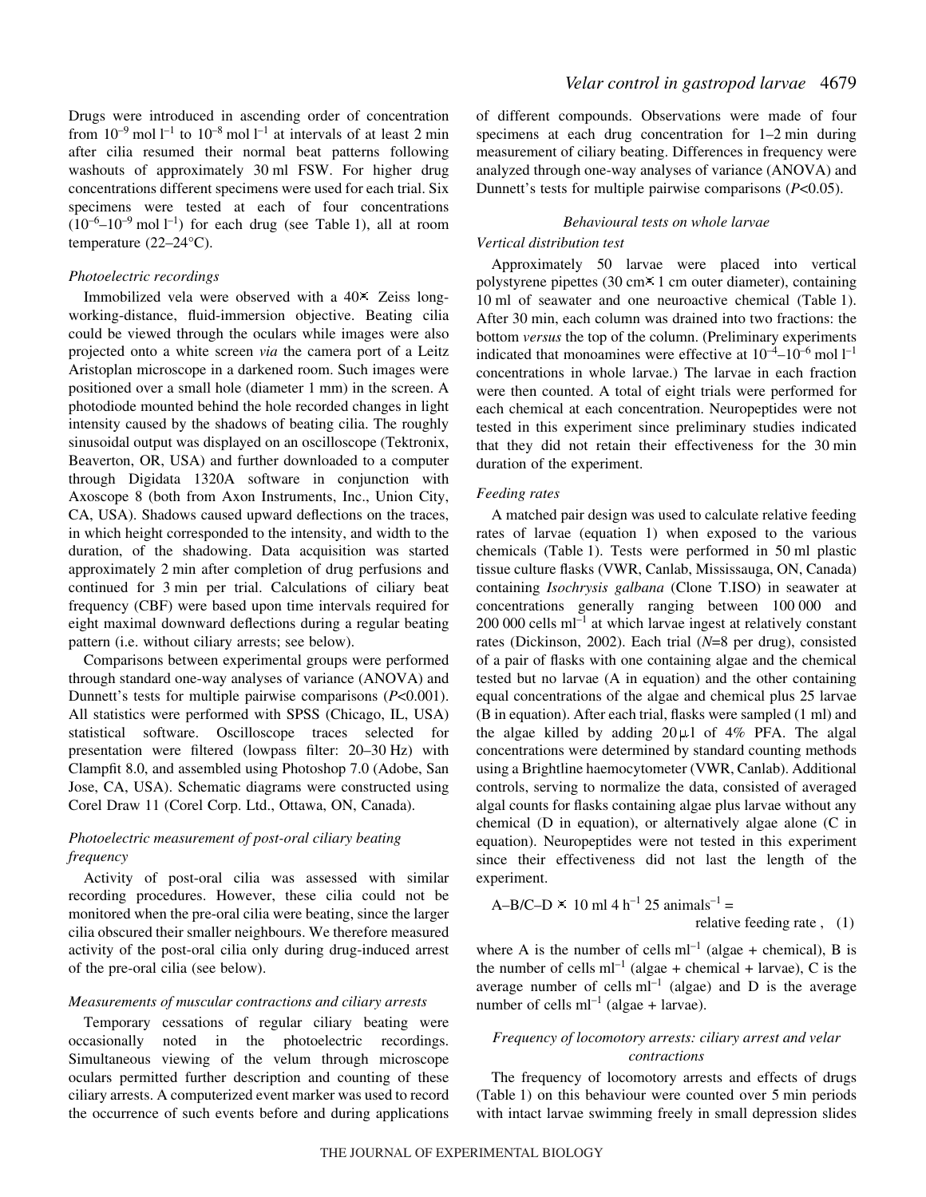Drugs were introduced in ascending order of concentration from $10^{-9}$ mol $l^{-1}$ to $10^{-8}$ mol $l^{-1}$ at intervals of at least 2 min after cilia resumed their normal beat patterns following washouts of approximately 30 ml FSW. For higher drug concentrations different specimens were used for each trial. Six specimens were tested at each of four concentrations ($10^{-6}$–$10^{-9}$ mol $l^{-1}$) for each drug (see Table 1), all at room temperature (22–24°C).

### *Photoelectric recordings*

Immobilized vela were observed with a 40× Zeiss long-working-distance, fluid-immersion objective. Beating cilia could be viewed through the oculars while images were also projected onto a white screen *via* the camera port of a Leitz Aristoplan microscope in a darkened room. Such images were positioned over a small hole (diameter 1 mm) in the screen. A photodiode mounted behind the hole recorded changes in light intensity caused by the shadows of beating cilia. The roughly sinusoidal output was displayed on an oscilloscope (Tektronix, Beaverton, OR, USA) and further downloaded to a computer through Digidata 1320A software in conjunction with Axoscope 8 (both from Axon Instruments, Inc., Union City, CA, USA). Shadows caused upward deflections on the traces, in which height corresponded to the intensity, and width to the duration, of the shadowing. Data acquisition was started approximately 2 min after completion of drug perfusions and continued for 3 min per trial. Calculations of ciliary beat frequency (CBF) were based upon time intervals required for eight maximal downward deflections during a regular beating pattern (i.e. without ciliary arrests; see below).

Comparisons between experimental groups were performed through standard one-way analyses of variance (ANOVA) and Dunnett's tests for multiple pairwise comparisons ($P$<0.001). All statistics were performed with SPSS (Chicago, IL, USA) statistical software. Oscilloscope traces selected for presentation were filtered (lowpass filter: 20–30 Hz) with Clampfit 8.0, and assembled using Photoshop 7.0 (Adobe, San Jose, CA, USA). Schematic diagrams were constructed using Corel Draw 11 (Corel Corp. Ltd., Ottawa, ON, Canada).

### *Photoelectric measurement of post-oral ciliary beating frequency*

Activity of post-oral cilia was assessed with similar recording procedures. However, these cilia could not be monitored when the pre-oral cilia were beating, since the larger cilia obscured their smaller neighbours. We therefore measured activity of the post-oral cilia only during drug-induced arrest of the pre-oral cilia (see below).

### *Measurements of muscular contractions and ciliary arrests*

Temporary cessations of regular ciliary beating were occasionally noted in the photoelectric recordings. Simultaneous viewing of the velum through microscope oculars permitted further description and counting of these ciliary arrests. A computerized event marker was used to record the occurrence of such events before and during applications of different compounds. Observations were made of four specimens at each drug concentration for 1–2 min during measurement of ciliary beating. Differences in frequency were analyzed through one-way analyses of variance (ANOVA) and Dunnett's tests for multiple pairwise comparisons ($P$<0.05).

## *Behavioural tests on whole larvae*

### *Vertical distribution test*

Approximately 50 larvae were placed into vertical polystyrene pipettes (30 cm×1 cm outer diameter), containing 10 ml of seawater and one neuroactive chemical (Table 1). After 30 min, each column was drained into two fractions: the bottom *versus* the top of the column. (Preliminary experiments indicated that monoamines were effective at $10^{-4}$–$10^{-6}$ mol $l^{-1}$ concentrations in whole larvae.) The larvae in each fraction were then counted. A total of eight trials were performed for each chemical at each concentration. Neuropeptides were not tested in this experiment since preliminary studies indicated that they did not retain their effectiveness for the 30 min duration of the experiment.

### *Feeding rates*

A matched pair design was used to calculate relative feeding rates of larvae (equation 1) when exposed to the various chemicals (Table 1). Tests were performed in 50 ml plastic tissue culture flasks (VWR, Canlab, Mississauga, ON, Canada) containing *Isochrysis galbana* (Clone T.ISO) in seawater at concentrations generally ranging between 100 000 and 200 000 cells $ml^{-1}$ at which larvae ingest at relatively constant rates (Dickinson, 2002). Each trial ($N$=8 per drug), consisted of a pair of flasks with one containing algae and the chemical tested but no larvae (A in equation) and the other containing equal concentrations of the algae and chemical plus 25 larvae (B in equation). After each trial, flasks were sampled (1 ml) and the algae killed by adding 20 μl of 4% PFA. The algal concentrations were determined by standard counting methods using a Brightline haemocytometer (VWR, Canlab). Additional controls, serving to normalize the data, consisted of averaged algal counts for flasks containing algae plus larvae without any chemical (D in equation), or alternatively algae alone (C in equation). Neuropeptides were not tested in this experiment since their effectiveness did not last the length of the experiment.

$$\text{A–B/C–D} \times 10\ \text{ml}\ 4\ \text{h}^{-1}\ 25\ \text{animals}^{-1} = \text{relative feeding rate}\,, \quad (1)$$

where A is the number of cells $ml^{-1}$ (algae + chemical), B is the number of cells $ml^{-1}$ (algae + chemical + larvae), C is the average number of cells $ml^{-1}$ (algae) and D is the average number of cells $ml^{-1}$ (algae + larvae).

### *Frequency of locomotory arrests: ciliary arrest and velar contractions*

The frequency of locomotory arrests and effects of drugs (Table 1) on this behaviour were counted over 5 min periods with intact larvae swimming freely in small depression slides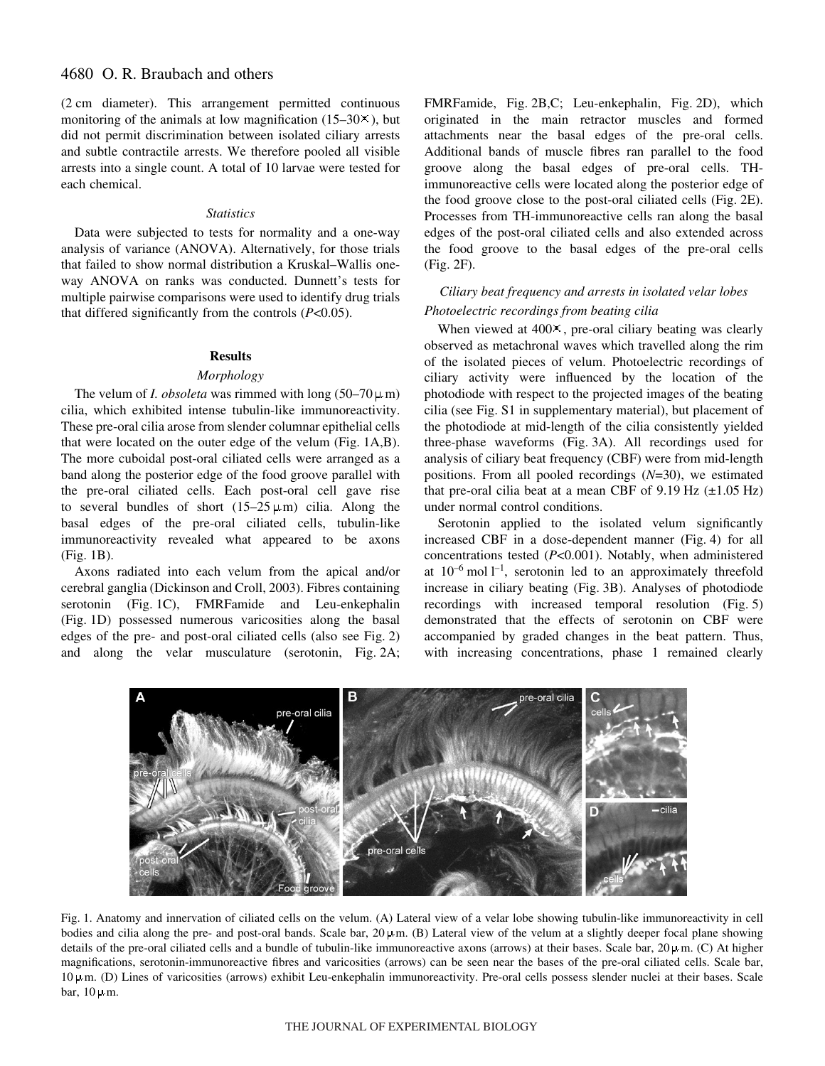(2 cm diameter). This arrangement permitted continuous monitoring of the animals at low magnification (15–30×), but did not permit discrimination between isolated ciliary arrests and subtle contractile arrests. We therefore pooled all visible arrests into a single count. A total of 10 larvae were tested for each chemical.

### *Statistics*

Data were subjected to tests for normality and a one-way analysis of variance (ANOVA). Alternatively, for those trials that failed to show normal distribution a Kruskal–Wallis one-way ANOVA on ranks was conducted. Dunnett's tests for multiple pairwise comparisons were used to identify drug trials that differed significantly from the controls ($P$<0.05).

## Results

### *Morphology*

The velum of *I. obsoleta* was rimmed with long (50–70 μm) cilia, which exhibited intense tubulin-like immunoreactivity. These pre-oral cilia arose from slender columnar epithelial cells that were located on the outer edge of the velum (Fig. 1A,B). The more cuboidal post-oral ciliated cells were arranged as a band along the posterior edge of the food groove parallel with the pre-oral ciliated cells. Each post-oral cell gave rise to several bundles of short (15–25 μm) cilia. Along the basal edges of the pre-oral ciliated cells, tubulin-like immunoreactivity revealed what appeared to be axons (Fig. 1B).

Axons radiated into each velum from the apical and/or cerebral ganglia (Dickinson and Croll, 2003). Fibres containing serotonin (Fig. 1C), FMRFamide and Leu-enkephalin (Fig. 1D) possessed numerous varicosities along the basal edges of the pre- and post-oral ciliated cells (also see Fig. 2) and along the velar musculature (serotonin, Fig. 2A; FMRFamide, Fig. 2B,C; Leu-enkephalin, Fig. 2D), which originated in the main retractor muscles and formed attachments near the basal edges of the pre-oral cells. Additional bands of muscle fibres ran parallel to the food groove along the basal edges of pre-oral cells. TH-immunoreactive cells were located along the posterior edge of the food groove close to the post-oral ciliated cells (Fig. 2E). Processes from TH-immunoreactive cells ran along the basal edges of the post-oral ciliated cells and also extended across the food groove to the basal edges of the pre-oral cells (Fig. 2F).

### *Ciliary beat frequency and arrests in isolated velar lobes*

### *Photoelectric recordings from beating cilia*

When viewed at 400×, pre-oral ciliary beating was clearly observed as metachronal waves which travelled along the rim of the isolated pieces of velum. Photoelectric recordings of ciliary activity were influenced by the location of the photodiode with respect to the projected images of the beating cilia (see Fig. S1 in supplementary material), but placement of the photodiode at mid-length of the cilia consistently yielded three-phase waveforms (Fig. 3A). All recordings used for analysis of ciliary beat frequency (CBF) were from mid-length positions. From all pooled recordings ($N$=30), we estimated that pre-oral cilia beat at a mean CBF of 9.19 Hz (±1.05 Hz) under normal control conditions.

Serotonin applied to the isolated velum significantly increased CBF in a dose-dependent manner (Fig. 4) for all concentrations tested ($P$<0.001). Notably, when administered at $10^{-6}$ mol $l^{-1}$, serotonin led to an approximately threefold increase in ciliary beating (Fig. 3B). Analyses of photodiode recordings with increased temporal resolution (Fig. 5) demonstrated that the effects of serotonin on CBF were accompanied by graded changes in the beat pattern. Thus, with increasing concentrations, phase 1 remained clearly

Fig. 1. Anatomy and innervation of ciliated cells on the velum. (A) Lateral view of a velar lobe showing tubulin-like immunoreactivity in cell bodies and cilia along the pre- and post-oral bands. Scale bar, 20 μm. (B) Lateral view of the velum at a slightly deeper focal plane showing details of the pre-oral ciliated cells and a bundle of tubulin-like immunoreactive axons (arrows) at their bases. Scale bar, 20 μm. (C) At higher magnifications, serotonin-immunoreactive fibres and varicosities (arrows) can be seen near the bases of the pre-oral ciliated cells. Scale bar, 10 μm. (D) Lines of varicosities (arrows) exhibit Leu-enkephalin immunoreactivity. Pre-oral cells possess slender nuclei at their bases. Scale bar, 10 μm.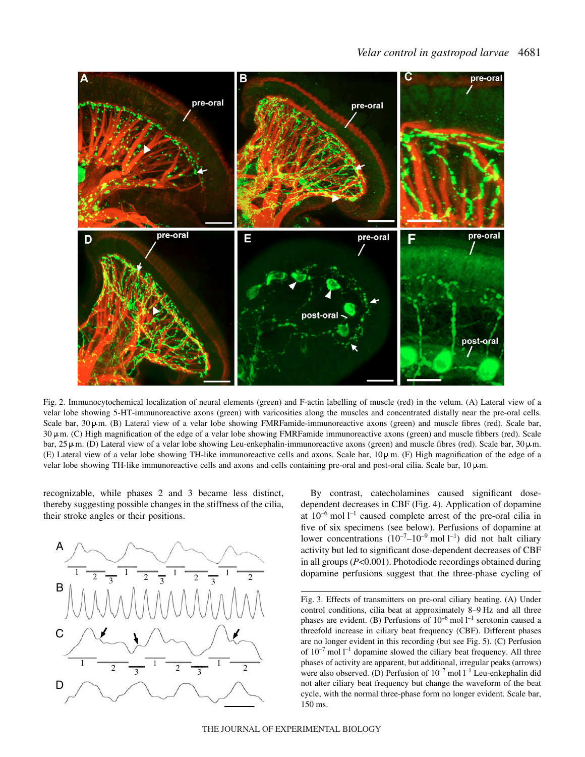Fig. 2. Immunocytochemical localization of neural elements (green) and F-actin labelling of muscle (red) in the velum. (A) Lateral view of a velar lobe showing 5-HT-immunoreactive axons (green) with varicosities along the muscles and concentrated distally near the pre-oral cells. Scale bar, 30 μm. (B) Lateral view of a velar lobe showing FMRFamide-immunoreactive axons (green) and muscle fibres (red). Scale bar, 30 μm. (C) High magnification of the edge of a velar lobe showing FMRFamide immunoreactive axons (green) and muscle fibbers (red). Scale bar, 25 μm. (D) Lateral view of a velar lobe showing Leu-enkephalin-immunoreactive axons (green) and muscle fibres (red). Scale bar, 30 μm. (E) Lateral view of a velar lobe showing TH-like immunoreactive cells and axons. Scale bar, 10 μm. (F) High magnification of the edge of a velar lobe showing TH-like immunoreactive cells and axons and cells containing pre-oral and post-oral cilia. Scale bar, 10 μm.

recognizable, while phases 2 and 3 became less distinct, thereby suggesting possible changes in the stiffness of the cilia, their stroke angles or their positions.

Fig. 3. Effects of transmitters on pre-oral ciliary beating. (A) Under control conditions, cilia beat at approximately 8–9 Hz and all three phases are evident. (B) Perfusions of $10^{-6}$ mol $l^{-1}$ serotonin caused a threefold increase in ciliary beat frequency (CBF). Different phases are no longer evident in this recording (but see Fig. 5). (C) Perfusion of $10^{-7}$ mol $l^{-1}$ dopamine slowed the ciliary beat frequency. All three phases of activity are apparent, but additional, irregular peaks (arrows) were also observed. (D) Perfusion of $10^{-7}$ mol $l^{-1}$ Leu-enkephalin did not alter ciliary beat frequency but change the waveform of the beat cycle, with the normal three-phase form no longer evident. Scale bar, 150 ms.

By contrast, catecholamines caused significant dose-dependent decreases in CBF (Fig. 4). Application of dopamine at $10^{-6}$ mol $l^{-1}$ caused complete arrest of the pre-oral cilia in five of six specimens (see below). Perfusions of dopamine at lower concentrations ($10^{-7}$–$10^{-9}$ mol $l^{-1}$) did not halt ciliary activity but led to significant dose-dependent decreases of CBF in all groups ($P<0.001$). Photodiode recordings obtained during dopamine perfusions suggest that the three-phase cycling of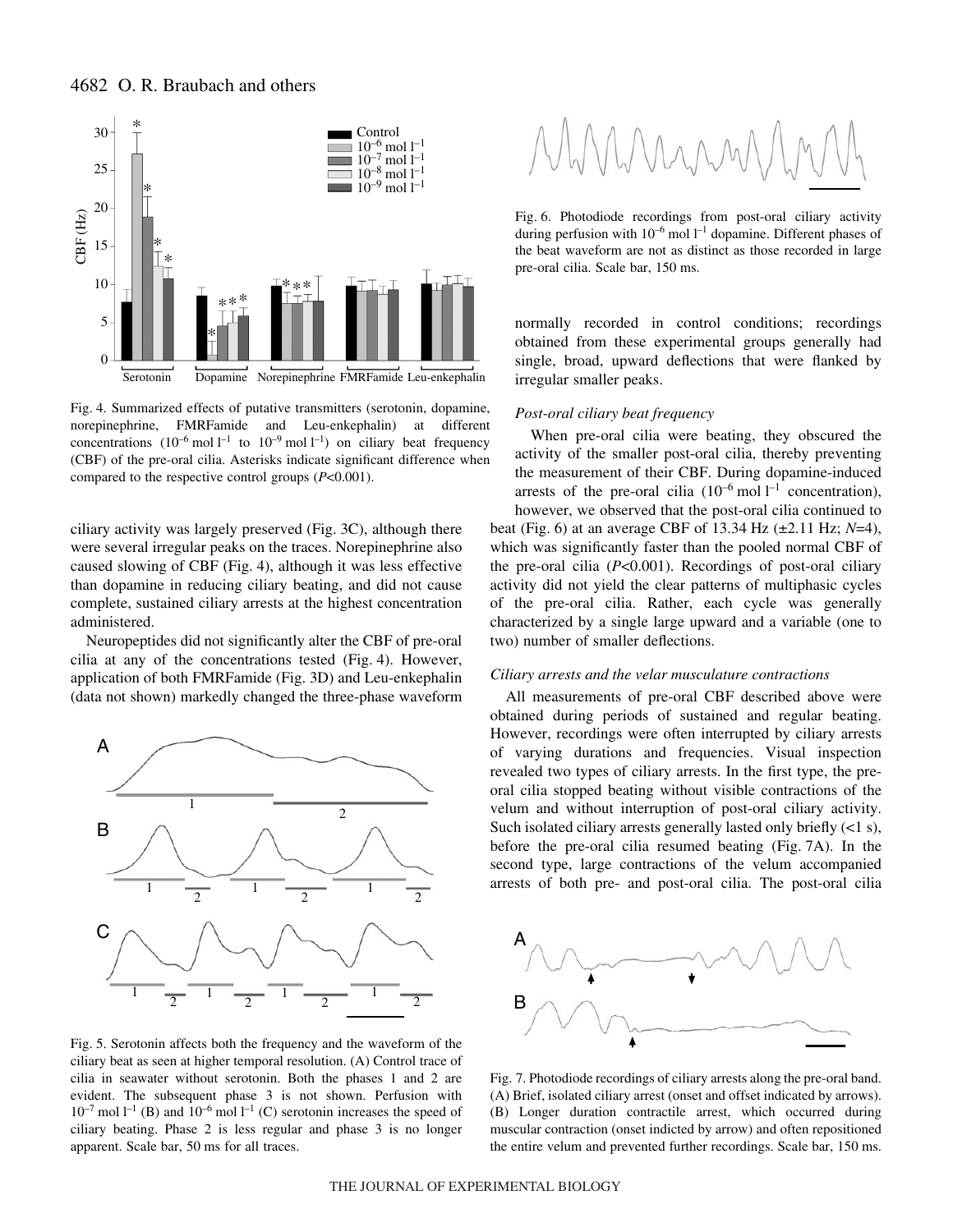Fig. 4. Summarized effects of putative transmitters (serotonin, dopamine, norepinephrine, FMRFamide and Leu-enkephalin) at different concentrations ($10^{-6}$ mol $l^{-1}$ to $10^{-9}$ mol $l^{-1}$) on ciliary beat frequency (CBF) of the pre-oral cilia. Asterisks indicate significant difference when compared to the respective control groups ($P<0.001$).

ciliary activity was largely preserved (Fig. 3C), although there were several irregular peaks on the traces. Norepinephrine also caused slowing of CBF (Fig. 4), although it was less effective than dopamine in reducing ciliary beating, and did not cause complete, sustained ciliary arrests at the highest concentration administered.

Neuropeptides did not significantly alter the CBF of pre-oral cilia at any of the concentrations tested (Fig. 4). However, application of both FMRFamide (Fig. 3D) and Leu-enkephalin (data not shown) markedly changed the three-phase waveform normally recorded in control conditions; recordings obtained from these experimental groups generally had single, broad, upward deflections that were flanked by irregular smaller peaks.

Fig. 5. Serotonin affects both the frequency and the waveform of the ciliary beat as seen at higher temporal resolution. (A) Control trace of cilia in seawater without serotonin. Both the phases 1 and 2 are evident. The subsequent phase 3 is not shown. Perfusion with $10^{-7}$ mol $l^{-1}$ (B) and $10^{-6}$ mol $l^{-1}$ (C) serotonin increases the speed of ciliary beating. Phase 2 is less regular and phase 3 is no longer apparent. Scale bar, 50 ms for all traces.

Fig. 6. Photodiode recordings from post-oral ciliary activity during perfusion with $10^{-6}$ mol $l^{-1}$ dopamine. Different phases of the beat waveform are not as distinct as those recorded in large pre-oral cilia. Scale bar, 150 ms.

### *Post-oral ciliary beat frequency*

When pre-oral cilia were beating, they obscured the activity of the smaller post-oral cilia, thereby preventing the measurement of their CBF. During dopamine-induced arrests of the pre-oral cilia ($10^{-6}$ mol $l^{-1}$ concentration), however, we observed that the post-oral cilia continued to beat (Fig. 6) at an average CBF of 13.34 Hz (±2.11 Hz; $N$=4), which was significantly faster than the pooled normal CBF of the pre-oral cilia ($P<0.001$). Recordings of post-oral ciliary activity did not yield the clear patterns of multiphasic cycles of the pre-oral cilia. Rather, each cycle was generally characterized by a single large upward and a variable (one to two) number of smaller deflections.

### *Ciliary arrests and the velar musculature contractions*

All measurements of pre-oral CBF described above were obtained during periods of sustained and regular beating. However, recordings were often interrupted by ciliary arrests of varying durations and frequencies. Visual inspection revealed two types of ciliary arrests. In the first type, the pre-oral cilia stopped beating without visible contractions of the velum and without interruption of post-oral ciliary activity. Such isolated ciliary arrests generally lasted only briefly (<1 s), before the pre-oral cilia resumed beating (Fig. 7A). In the second type, large contractions of the velum accompanied arrests of both pre- and post-oral cilia. The post-oral cilia

Fig. 7. Photodiode recordings of ciliary arrests along the pre-oral band. (A) Brief, isolated ciliary arrest (onset and offset indicated by arrows). (B) Longer duration contractile arrest, which occurred during muscular contraction (onset indicted by arrow) and often repositioned the entire velum and prevented further recordings. Scale bar, 150 ms.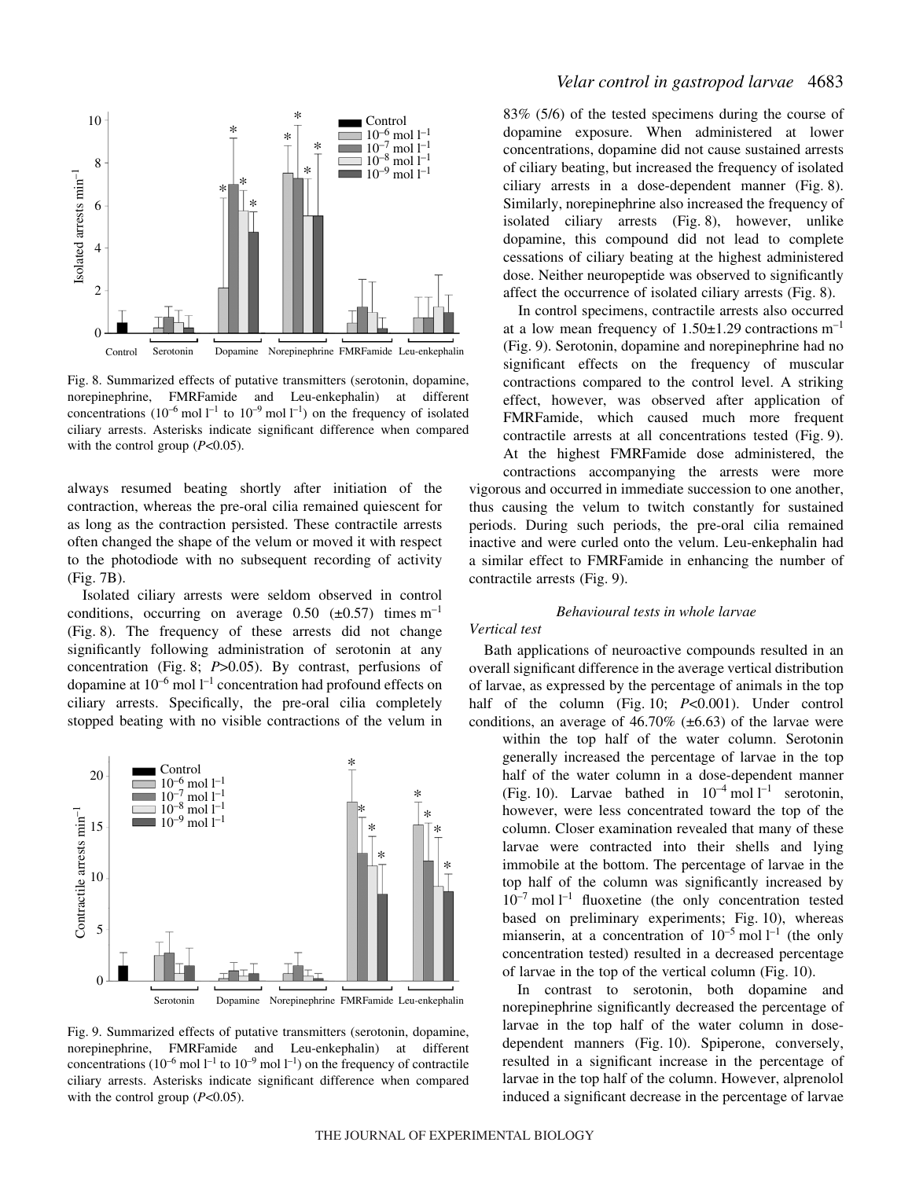Fig. 8. Summarized effects of putative transmitters (serotonin, dopamine, norepinephrine, FMRFamide and Leu-enkephalin) at different concentrations ($10^{-6}$ mol $l^{-1}$ to $10^{-9}$ mol $l^{-1}$) on the frequency of isolated ciliary arrests. Asterisks indicate significant difference when compared with the control group ($P$<0.05).

always resumed beating shortly after initiation of the contraction, whereas the pre-oral cilia remained quiescent for as long as the contraction persisted. These contractile arrests often changed the shape of the velum or moved it with respect to the photodiode with no subsequent recording of activity (Fig. 7B).

Isolated ciliary arrests were seldom observed in control conditions, occurring on average 0.50 (±0.57) times $m^{-1}$ (Fig. 8). The frequency of these arrests did not change significantly following administration of serotonin at any concentration (Fig. 8; $P$>0.05). By contrast, perfusions of dopamine at $10^{-6}$ mol $l^{-1}$ concentration had profound effects on ciliary arrests. Specifically, the pre-oral cilia completely stopped beating with no visible contractions of the velum in 83% (5/6) of the tested specimens during the course of dopamine exposure. When administered at lower concentrations, dopamine did not cause sustained arrests of ciliary beating, but increased the frequency of isolated ciliary arrests in a dose-dependent manner (Fig. 8). Similarly, norepinephrine also increased the frequency of isolated ciliary arrests (Fig. 8), however, unlike dopamine, this compound did not lead to complete cessations of ciliary beating at the highest administered dose. Neither neuropeptide was observed to significantly affect the occurrence of isolated ciliary arrests (Fig. 8).

In control specimens, contractile arrests also occurred at a low mean frequency of 1.50±1.29 contractions $m^{-1}$ (Fig. 9). Serotonin, dopamine and norepinephrine had no significant effects on the frequency of muscular contractions compared to the control level. A striking effect, however, was observed after application of FMRFamide, which caused much more frequent contractile arrests at all concentrations tested (Fig. 9). At the highest FMRFamide dose administered, the contractions accompanying the arrests were more vigorous and occurred in immediate succession to one another, thus causing the velum to twitch constantly for sustained periods. During such periods, the pre-oral cilia remained inactive and were curled onto the velum. Leu-enkephalin had a similar effect to FMRFamide in enhancing the number of contractile arrests (Fig. 9).

Fig. 9. Summarized effects of putative transmitters (serotonin, dopamine, norepinephrine, FMRFamide and Leu-enkephalin) at different concentrations ($10^{-6}$ mol $l^{-1}$ to $10^{-9}$ mol $l^{-1}$) on the frequency of contractile ciliary arrests. Asterisks indicate significant difference when compared with the control group ($P$<0.05).

### *Behavioural tests in whole larvae*

#### *Vertical test*

Bath applications of neuroactive compounds resulted in an overall significant difference in the average vertical distribution of larvae, as expressed by the percentage of animals in the top half of the column (Fig. 10; $P$<0.001). Under control conditions, an average of 46.70% (±6.63) of the larvae were within the top half of the water column. Serotonin generally increased the percentage of larvae in the top half of the water column in a dose-dependent manner (Fig. 10). Larvae bathed in $10^{-4}$ mol $l^{-1}$ serotonin, however, were less concentrated toward the top of the column. Closer examination revealed that many of these larvae were contracted into their shells and lying immobile at the bottom. The percentage of larvae in the top half of the column was significantly increased by $10^{-7}$ mol $l^{-1}$ fluoxetine (the only concentration tested based on preliminary experiments; Fig. 10), whereas mianserin, at a concentration of $10^{-5}$ mol $l^{-1}$ (the only concentration tested) resulted in a decreased percentage of larvae in the top of the vertical column (Fig. 10).

In contrast to serotonin, both dopamine and norepinephrine significantly decreased the percentage of larvae in the top half of the water column in dose-dependent manners (Fig. 10). Spiperone, conversely, resulted in a significant increase in the percentage of larvae in the top half of the column. However, alprenolol induced a significant decrease in the percentage of larvae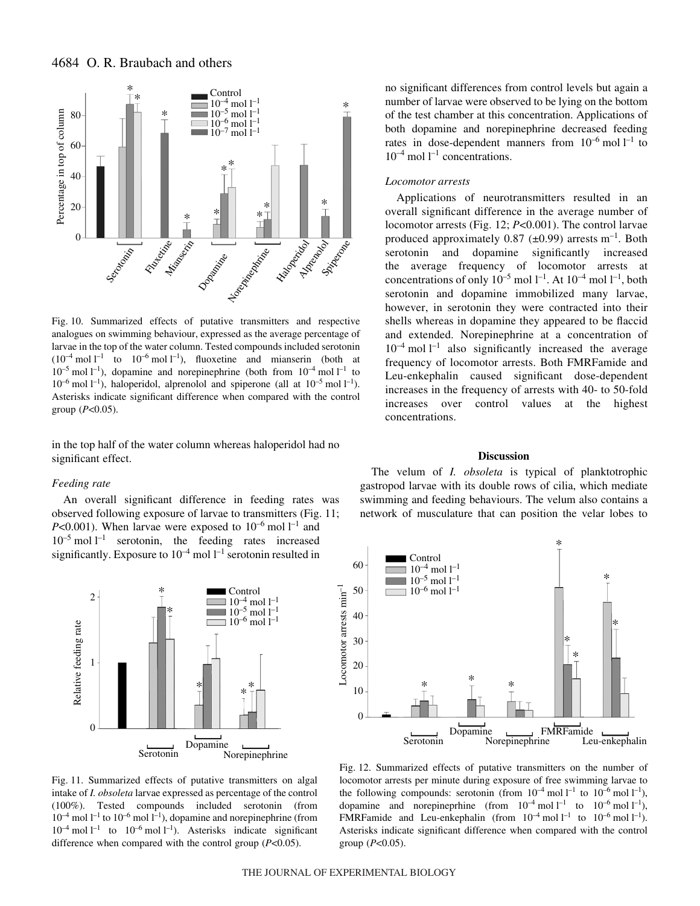Fig. 10. Summarized effects of putative transmitters and respective analogues on swimming behaviour, expressed as the average percentage of larvae in the top of the water column. Tested compounds included serotonin ($10^{-4}$ mol l$^{-1}$ to $10^{-6}$ mol l$^{-1}$), fluoxetine and mianserin (both at $10^{-5}$ mol l$^{-1}$), dopamine and norepinephrine (both from $10^{-4}$ mol l$^{-1}$ to $10^{-6}$ mol l$^{-1}$), haloperidol, alprenolol and spiperone (all at $10^{-5}$ mol l$^{-1}$). Asterisks indicate significant difference when compared with the control group ($P$<0.05).

in the top half of the water column whereas haloperidol had no significant effect.

### *Feeding rate*

An overall significant difference in feeding rates was observed following exposure of larvae to transmitters (Fig. 11; $P$<0.001). When larvae were exposed to $10^{-6}$ mol l$^{-1}$ and $10^{-5}$ mol l$^{-1}$ serotonin, the feeding rates increased significantly. Exposure to $10^{-4}$ mol l$^{-1}$ serotonin resulted in no significant differences from control levels but again a number of larvae were observed to be lying on the bottom of the test chamber at this concentration. Applications of both dopamine and norepinephrine decreased feeding rates in dose-dependent manners from $10^{-6}$ mol l$^{-1}$ to $10^{-4}$ mol l$^{-1}$ concentrations.

Fig. 11. Summarized effects of putative transmitters on algal intake of *I. obsoleta* larvae expressed as percentage of the control (100%). Tested compounds included serotonin (from $10^{-4}$ mol l$^{-1}$ to $10^{-6}$ mol l$^{-1}$), dopamine and norepinephrine (from $10^{-4}$ mol l$^{-1}$ to $10^{-6}$ mol l$^{-1}$). Asterisks indicate significant difference when compared with the control group ($P$<0.05).

### *Locomotor arrests*

Applications of neurotransmitters resulted in an overall significant difference in the average number of locomotor arrests (Fig. 12; $P$<0.001). The control larvae produced approximately 0.87 (±0.99) arrests m$^{-1}$. Both serotonin and dopamine significantly increased the average frequency of locomotor arrests at concentrations of only $10^{-5}$ mol l$^{-1}$. At $10^{-4}$ mol l$^{-1}$, both serotonin and dopamine immobilized many larvae, however, in serotonin they were contracted into their shells whereas in dopamine they appeared to be flaccid and extended. Norepinephrine at a concentration of $10^{-4}$ mol l$^{-1}$ also significantly increased the average frequency of locomotor arrests. Both FMRFamide and Leu-enkephalin caused significant dose-dependent increases in the frequency of arrests with 40- to 50-fold increases over control values at the highest concentrations.

## Discussion

The velum of *I. obsoleta* is typical of planktotrophic gastropod larvae with its double rows of cilia, which mediate swimming and feeding behaviours. The velum also contains a network of musculature that can position the velar lobes to

Fig. 12. Summarized effects of putative transmitters on the number of locomotor arrests per minute during exposure of free swimming larvae to the following compounds: serotonin (from $10^{-4}$ mol l$^{-1}$ to $10^{-6}$ mol l$^{-1}$), dopamine and norepineprhine (from $10^{-4}$ mol l$^{-1}$ to $10^{-6}$ mol l$^{-1}$), FMRFamide and Leu-enkephalin (from $10^{-4}$ mol l$^{-1}$ to $10^{-6}$ mol l$^{-1}$). Asterisks indicate significant difference when compared with the control group ($P$<0.05).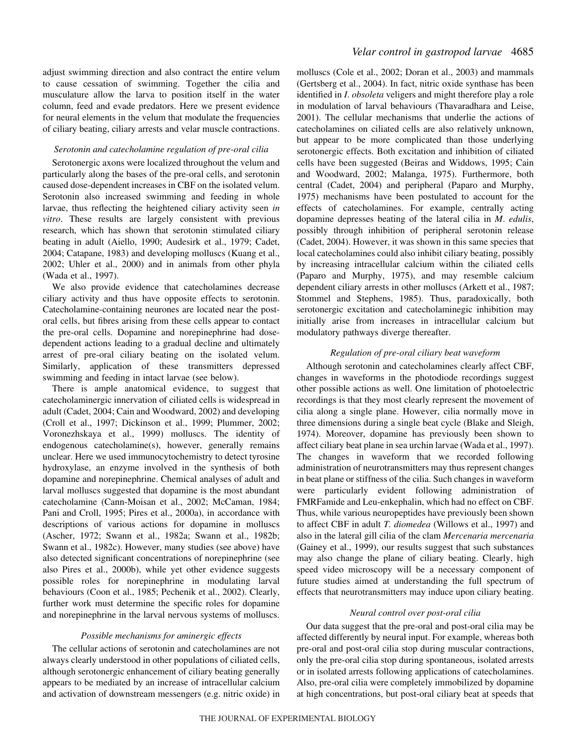adjust swimming direction and also contract the entire velum to cause cessation of swimming. Together the cilia and musculature allow the larva to position itself in the water column, feed and evade predators. Here we present evidence for neural elements in the velum that modulate the frequencies of ciliary beating, ciliary arrests and velar muscle contractions.

### *Serotonin and catecholamine regulation of pre-oral cilia*

Serotonergic axons were localized throughout the velum and particularly along the bases of the pre-oral cells, and serotonin caused dose-dependent increases in CBF on the isolated velum. Serotonin also increased swimming and feeding in whole larvae, thus reflecting the heightened ciliary activity seen *in vitro*. These results are largely consistent with previous research, which has shown that serotonin stimulated ciliary beating in adult (Aiello, 1990; Audesirk et al., 1979; Cadet, 2004; Catapane, 1983) and developing molluscs (Kuang et al., 2002; Uhler et al., 2000) and in animals from other phyla (Wada et al., 1997).

We also provide evidence that catecholamines decrease ciliary activity and thus have opposite effects to serotonin. Catecholamine-containing neurones are located near the post-oral cells, but fibres arising from these cells appear to contact the pre-oral cells. Dopamine and norepinephrine had dose-dependent actions leading to a gradual decline and ultimately arrest of pre-oral ciliary beating on the isolated velum. Similarly, application of these transmitters depressed swimming and feeding in intact larvae (see below).

There is ample anatomical evidence, to suggest that catecholaminergic innervation of ciliated cells is widespread in adult (Cadet, 2004; Cain and Woodward, 2002) and developing (Croll et al., 1997; Dickinson et al., 1999; Plummer, 2002; Voronezhskaya et al., 1999) molluscs. The identity of endogenous catecholamine(s), however, generally remains unclear. Here we used immunocytochemistry to detect tyrosine hydroxylase, an enzyme involved in the synthesis of both dopamine and norepinephrine. Chemical analyses of adult and larval molluscs suggested that dopamine is the most abundant catecholamine (Cann-Moisan et al., 2002; McCaman, 1984; Pani and Croll, 1995; Pires et al., 2000a), in accordance with descriptions of various actions for dopamine in molluscs (Ascher, 1972; Swann et al., 1982a; Swann et al., 1982b; Swann et al., 1982c). However, many studies (see above) have also detected significant concentrations of norepinephrine (see also Pires et al., 2000b), while yet other evidence suggests possible roles for norepinephrine in modulating larval behaviours (Coon et al., 1985; Pechenik et al., 2002). Clearly, further work must determine the specific roles for dopamine and norepinephrine in the larval nervous systems of molluscs.

### *Possible mechanisms for aminergic effects*

The cellular actions of serotonin and catecholamines are not always clearly understood in other populations of ciliated cells, although serotonergic enhancement of ciliary beating generally appears to be mediated by an increase of intracellular calcium and activation of downstream messengers (e.g. nitric oxide) in molluscs (Cole et al., 2002; Doran et al., 2003) and mammals (Gertsberg et al., 2004). In fact, nitric oxide synthase has been identified in *I. obsoleta* veligers and might therefore play a role in modulation of larval behaviours (Thavaradhara and Leise, 2001). The cellular mechanisms that underlie the actions of catecholamines on ciliated cells are also relatively unknown, but appear to be more complicated than those underlying serotonergic effects. Both excitation and inhibition of ciliated cells have been suggested (Beiras and Widdows, 1995; Cain and Woodward, 2002; Malanga, 1975). Furthermore, both central (Cadet, 2004) and peripheral (Paparo and Murphy, 1975) mechanisms have been postulated to account for the effects of catecholamines. For example, centrally acting dopamine depresses beating of the lateral cilia in *M. edulis*, possibly through inhibition of peripheral serotonin release (Cadet, 2004). However, it was shown in this same species that local catecholamines could also inhibit ciliary beating, possibly by increasing intracellular calcium within the ciliated cells (Paparo and Murphy, 1975), and may resemble calcium dependent ciliary arrests in other molluscs (Arkett et al., 1987; Stommel and Stephens, 1985). Thus, paradoxically, both serotonergic excitation and catecholaminegic inhibition may initially arise from increases in intracellular calcium but modulatory pathways diverge thereafter.

### *Regulation of pre-oral ciliary beat waveform*

Although serotonin and catecholamines clearly affect CBF, changes in waveforms in the photodiode recordings suggest other possible actions as well. One limitation of photoelectric recordings is that they most clearly represent the movement of cilia along a single plane. However, cilia normally move in three dimensions during a single beat cycle (Blake and Sleigh, 1974). Moreover, dopamine has previously been shown to affect ciliary beat plane in sea urchin larvae (Wada et al., 1997). The changes in waveform that we recorded following administration of neurotransmitters may thus represent changes in beat plane or stiffness of the cilia. Such changes in waveform were particularly evident following administration of FMRFamide and Leu-enkephalin, which had no effect on CBF. Thus, while various neuropeptides have previously been shown to affect CBF in adult *T. diomedea* (Willows et al., 1997) and also in the lateral gill cilia of the clam *Mercenaria mercenaria* (Gainey et al., 1999), our results suggest that such substances may also change the plane of ciliary beating. Clearly, high speed video microscopy will be a necessary component of future studies aimed at understanding the full spectrum of effects that neurotransmitters may induce upon ciliary beating.

### *Neural control over post-oral cilia*

Our data suggest that the pre-oral and post-oral cilia may be affected differently by neural input. For example, whereas both pre-oral and post-oral cilia stop during muscular contractions, only the pre-oral cilia stop during spontaneous, isolated arrests or in isolated arrests following applications of catecholamines. Also, pre-oral cilia were completely immobilized by dopamine at high concentrations, but post-oral ciliary beat at speeds that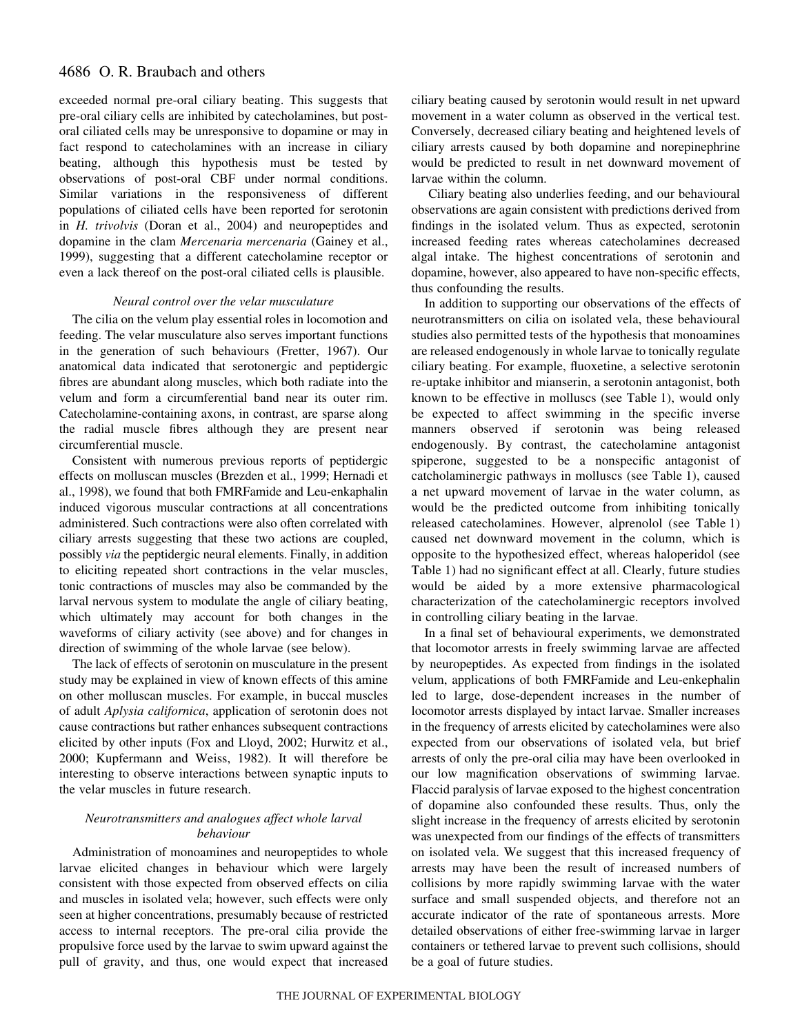exceeded normal pre-oral ciliary beating. This suggests that pre-oral ciliary cells are inhibited by catecholamines, but post-oral ciliated cells may be unresponsive to dopamine or may in fact respond to catecholamines with an increase in ciliary beating, although this hypothesis must be tested by observations of post-oral CBF under normal conditions. Similar variations in the responsiveness of different populations of ciliated cells have been reported for serotonin in *H. trivolvis* (Doran et al., 2004) and neuropeptides and dopamine in the clam *Mercenaria mercenaria* (Gainey et al., 1999), suggesting that a different catecholamine receptor or even a lack thereof on the post-oral ciliated cells is plausible.

### *Neural control over the velar musculature*

The cilia on the velum play essential roles in locomotion and feeding. The velar musculature also serves important functions in the generation of such behaviours (Fretter, 1967). Our anatomical data indicated that serotonergic and peptidergic fibres are abundant along muscles, which both radiate into the velum and form a circumferential band near its outer rim. Catecholamine-containing axons, in contrast, are sparse along the radial muscle fibres although they are present near circumferential muscle.

Consistent with numerous previous reports of peptidergic effects on molluscan muscles (Brezden et al., 1999; Hernadi et al., 1998), we found that both FMRFamide and Leu-enkaphalin induced vigorous muscular contractions at all concentrations administered. Such contractions were also often correlated with ciliary arrests suggesting that these two actions are coupled, possibly *via* the peptidergic neural elements. Finally, in addition to eliciting repeated short contractions in the velar muscles, tonic contractions of muscles may also be commanded by the larval nervous system to modulate the angle of ciliary beating, which ultimately may account for both changes in the waveforms of ciliary activity (see above) and for changes in direction of swimming of the whole larvae (see below).

The lack of effects of serotonin on musculature in the present study may be explained in view of known effects of this amine on other molluscan muscles. For example, in buccal muscles of adult *Aplysia californica*, application of serotonin does not cause contractions but rather enhances subsequent contractions elicited by other inputs (Fox and Lloyd, 2002; Hurwitz et al., 2000; Kupfermann and Weiss, 1982). It will therefore be interesting to observe interactions between synaptic inputs to the velar muscles in future research.

### *Neurotransmitters and analogues affect whole larval behaviour*

Administration of monoamines and neuropeptides to whole larvae elicited changes in behaviour which were largely consistent with those expected from observed effects on cilia and muscles in isolated vela; however, such effects were only seen at higher concentrations, presumably because of restricted access to internal receptors. The pre-oral cilia provide the propulsive force used by the larvae to swim upward against the pull of gravity, and thus, one would expect that increased ciliary beating caused by serotonin would result in net upward movement in a water column as observed in the vertical test. Conversely, decreased ciliary beating and heightened levels of ciliary arrests caused by both dopamine and norepinephrine would be predicted to result in net downward movement of larvae within the column.

Ciliary beating also underlies feeding, and our behavioural observations are again consistent with predictions derived from findings in the isolated velum. Thus as expected, serotonin increased feeding rates whereas catecholamines decreased algal intake. The highest concentrations of serotonin and dopamine, however, also appeared to have non-specific effects, thus confounding the results.

In addition to supporting our observations of the effects of neurotransmitters on cilia on isolated vela, these behavioural studies also permitted tests of the hypothesis that monoamines are released endogenously in whole larvae to tonically regulate ciliary beating. For example, fluoxetine, a selective serotonin re-uptake inhibitor and mianserin, a serotonin antagonist, both known to be effective in molluscs (see Table 1), would only be expected to affect swimming in the specific inverse manners observed if serotonin was being released endogenously. By contrast, the catecholamine antagonist spiperone, suggested to be a nonspecific antagonist of catcholaminergic pathways in molluscs (see Table 1), caused a net upward movement of larvae in the water column, as would be the predicted outcome from inhibiting tonically released catecholamines. However, alprenolol (see Table 1) caused net downward movement in the column, which is opposite to the hypothesized effect, whereas haloperidol (see Table 1) had no significant effect at all. Clearly, future studies would be aided by a more extensive pharmacological characterization of the catecholaminergic receptors involved in controlling ciliary beating in the larvae.

In a final set of behavioural experiments, we demonstrated that locomotor arrests in freely swimming larvae are affected by neuropeptides. As expected from findings in the isolated velum, applications of both FMRFamide and Leu-enkephalin led to large, dose-dependent increases in the number of locomotor arrests displayed by intact larvae. Smaller increases in the frequency of arrests elicited by catecholamines were also expected from our observations of isolated vela, but brief arrests of only the pre-oral cilia may have been overlooked in our low magnification observations of swimming larvae. Flaccid paralysis of larvae exposed to the highest concentration of dopamine also confounded these results. Thus, only the slight increase in the frequency of arrests elicited by serotonin was unexpected from our findings of the effects of transmitters on isolated vela. We suggest that this increased frequency of arrests may have been the result of increased numbers of collisions by more rapidly swimming larvae with the water surface and small suspended objects, and therefore not an accurate indicator of the rate of spontaneous arrests. More detailed observations of either free-swimming larvae in larger containers or tethered larvae to prevent such collisions, should be a goal of future studies.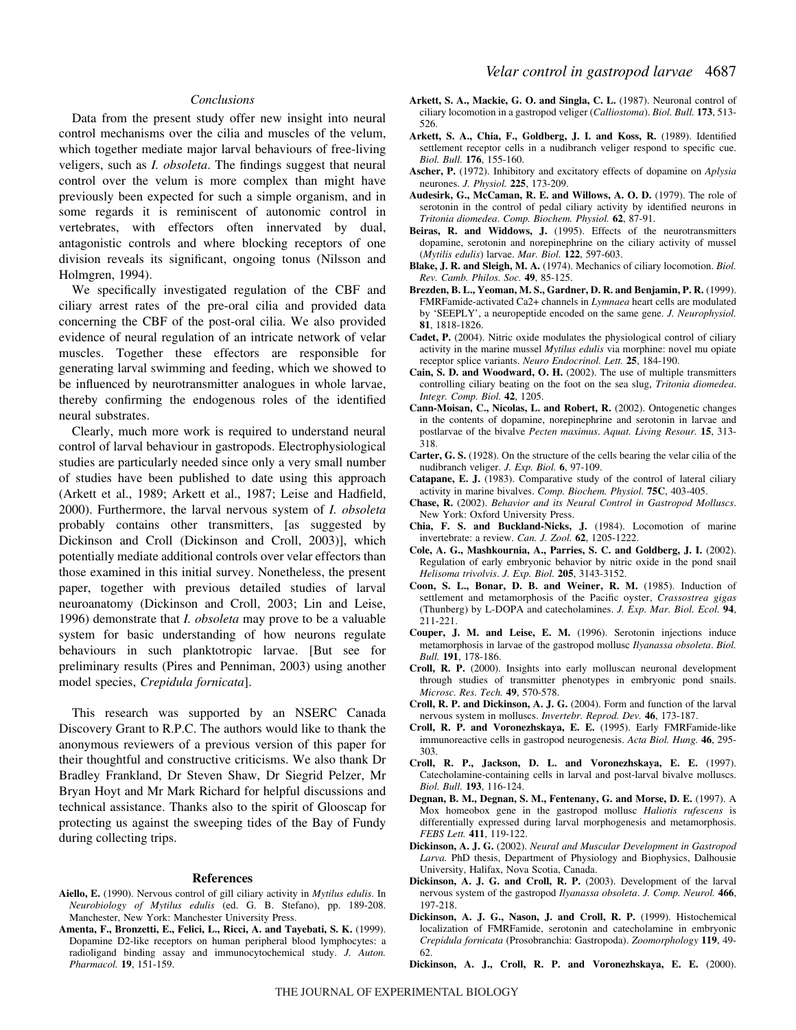### Conclusions

Data from the present study offer new insight into neural control mechanisms over the cilia and muscles of the velum, which together mediate major larval behaviours of free-living veligers, such as *I. obsoleta*. The findings suggest that neural control over the velum is more complex than might have previously been expected for such a simple organism, and in some regards it is reminiscent of autonomic control in vertebrates, with effectors often innervated by dual, antagonistic controls and where blocking receptors of one division reveals its significant, ongoing tonus (Nilsson and Holmgren, 1994).

We specifically investigated regulation of the CBF and ciliary arrest rates of the pre-oral cilia and provided data concerning the CBF of the post-oral cilia. We also provided evidence of neural regulation of an intricate network of velar muscles. Together these effectors are responsible for generating larval swimming and feeding, which we showed to be influenced by neurotransmitter analogues in whole larvae, thereby confirming the endogenous roles of the identified neural substrates.

Clearly, much more work is required to understand neural control of larval behaviour in gastropods. Electrophysiological studies are particularly needed since only a very small number of studies have been published to date using this approach (Arkett et al., 1989; Arkett et al., 1987; Leise and Hadfield, 2000). Furthermore, the larval nervous system of *I. obsoleta* probably contains other transmitters, [as suggested by Dickinson and Croll (Dickinson and Croll, 2003)], which potentially mediate additional controls over velar effectors than those examined in this initial survey. Nonetheless, the present paper, together with previous detailed studies of larval neuroanatomy (Dickinson and Croll, 2003; Lin and Leise, 1996) demonstrate that *I. obsoleta* may prove to be a valuable system for basic understanding of how neurons regulate behaviours in such planktotrophic larvae. [But see for preliminary results (Pires and Penniman, 2003) using another model species, *Crepidula fornicata*].

This research was supported by an NSERC Canada Discovery Grant to R.P.C. The authors would like to thank the anonymous reviewers of a previous version of this paper for their thoughtful and constructive criticisms. We also thank Dr Bradley Frankland, Dr Steven Shaw, Dr Siegrid Pelzer, Mr Bryan Hoyt and Mr Mark Richard for helpful discussions and technical assistance. Thanks also to the spirit of Glooscap for protecting us against the sweeping tides of the Bay of Fundy during collecting trips.

### References

**Aiello, E.** (1990). Nervous control of gill ciliary activity in *Mytilus edulis*. In *Neurobiology of Mytilus edulis* (ed. G. B. Stefano), pp. 189-208. Manchester, New York: Manchester University Press.

**Amenta, F., Bronzetti, E., Felici, L., Ricci, A. and Tayebati, S. K.** (1999). Dopamine D2-like receptors on human peripheral blood lymphocytes: a radioligand binding assay and immunocytochemical study. *J. Auton. Pharmacol.* **19**, 151-159.

**Arkett, S. A., Mackie, G. O. and Singla, C. L.** (1987). Neuronal control of ciliary locomotion in a gastropod veliger (*Calliostoma*). *Biol. Bull.* **173**, 513-526.

**Arkett, S. A., Chia, F., Goldberg, J. I. and Koss, R.** (1989). Identified settlement receptor cells in a nudibranch veliger respond to specific cue. *Biol. Bull.* **176**, 155-160.

**Ascher, P.** (1972). Inhibitory and excitatory effects of dopamine on *Aplysia* neurones. *J. Physiol.* **225**, 173-209.

**Audesirk, G., McCaman, R. E. and Willows, A. O. D.** (1979). The role of serotonin in the control of pedal ciliary activity by identified neurons in *Tritonia diomedea*. *Comp. Biochem. Physiol.* **62**, 87-91.

**Beiras, R. and Widdows, J.** (1995). Effects of the neurotransmitters dopamine, serotonin and norepinephrine on the ciliary activity of mussel (*Mytilis edulis*) larvae. *Mar. Biol.* **122**, 597-603.

**Blake, J. R. and Sleigh, M. A.** (1974). Mechanics of ciliary locomotion. *Biol. Rev. Camb. Philos. Soc.* **49**, 85-125.

**Brezden, B. L., Yeoman, M. S., Gardner, D. R. and Benjamin, P. R.** (1999). FMRFamide-activated Ca2+ channels in *Lymnaea* heart cells are modulated by 'SEEPLY', a neuropeptide encoded on the same gene. *J. Neurophysiol.* **81**, 1818-1826.

**Cadet, P.** (2004). Nitric oxide modulates the physiological control of ciliary activity in the marine mussel *Mytilus edulis* via morphine: novel mu opiate receptor splice variants. *Neuro Endocrinol. Lett.* **25**, 184-190.

**Cain, S. D. and Woodward, O. H.** (2002). The use of multiple transmitters controlling ciliary beating on the foot on the sea slug, *Tritonia diomedea*. *Integr. Comp. Biol.* **42**, 1205.

**Cann-Moisan, C., Nicolas, L. and Robert, R.** (2002). Ontogenetic changes in the contents of dopamine, norepinephrine and serotonin in larvae and postlarvae of the bivalve *Pecten maximus*. *Aquat. Living Resour.* **15**, 313-318.

**Carter, G. S.** (1928). On the structure of the cells bearing the velar cilia of the nudibranch veliger. *J. Exp. Biol.* **6**, 97-109.

**Catapane, E. J.** (1983). Comparative study of the control of lateral ciliary activity in marine bivalves. *Comp. Biochem. Physiol.* **75C**, 403-405.

**Chase, R.** (2002). *Behavior and its Neural Control in Gastropod Molluscs*. New York: Oxford University Press.

**Chia, F. S. and Buckland-Nicks, J.** (1984). Locomotion of marine invertebrate: a review. *Can. J. Zool.* **62**, 1205-1222.

**Cole, A. G., Mashkournia, A., Parries, S. C. and Goldberg, J. I.** (2002). Regulation of early embryonic behavior by nitric oxide in the pond snail *Helisoma trivolvis*. *J. Exp. Biol.* **205**, 3143-3152.

**Coon, S. L., Bonar, D. B. and Weiner, R. M.** (1985). Induction of settlement and metamorphosis of the Pacific oyster, *Crassostrea gigas* (Thunberg) by L-DOPA and catecholamines. *J. Exp. Mar. Biol. Ecol.* **94**, 211-221.

**Couper, J. M. and Leise, E. M.** (1996). Serotonin injections induce metamorphosis in larvae of the gastropod mollusc *Ilyanassa obsoleta*. *Biol. Bull.* **191**, 178-186.

**Croll, R. P.** (2000). Insights into early molluscan neuronal development through studies of transmitter phenotypes in embryonic pond snails. *Microsc. Res. Tech.* **49**, 570-578.

**Croll, R. P. and Dickinson, A. J. G.** (2004). Form and function of the larval nervous system in molluscs. *Invertebr. Reprod. Dev.* **46**, 173-187.

**Croll, R. P. and Voronezhskaya, E. E.** (1995). Early FMRFamide-like immunoreactive cells in gastropod neurogenesis. *Acta Biol. Hung.* **46**, 295-303.

**Croll, R. P., Jackson, D. L. and Voronezhskaya, E. E.** (1997). Catecholamine-containing cells in larval and post-larval bivalve molluscs. *Biol. Bull.* **193**, 116-124.

**Degnan, B. M., Degnan, S. M., Fentenany, G. and Morse, D. E.** (1997). A Mox homeobox gene in the gastropod mollusc *Haliotis rufescens* is differentially expressed during larval morphogenesis and metamorphosis. *FEBS Lett.* **411**, 119-122.

**Dickinson, A. J. G.** (2002). *Neural and Muscular Development in Gastropod Larva.* PhD thesis, Department of Physiology and Biophysics, Dalhousie University, Halifax, Nova Scotia, Canada.

**Dickinson, A. J. G. and Croll, R. P.** (2003). Development of the larval nervous system of the gastropod *Ilyanassa obsoleta*. *J. Comp. Neurol.* **466**, 197-218.

**Dickinson, A. J. G., Nason, J. and Croll, R. P.** (1999). Histochemical localization of FMRFamide, serotonin and catecholamine in embryonic *Crepidula fornicata* (Prosobranchia: Gastropoda). *Zoomorphology* **119**, 49-62.

**Dickinson, A. J., Croll, R. P. and Voronezhskaya, E. E.** (2000).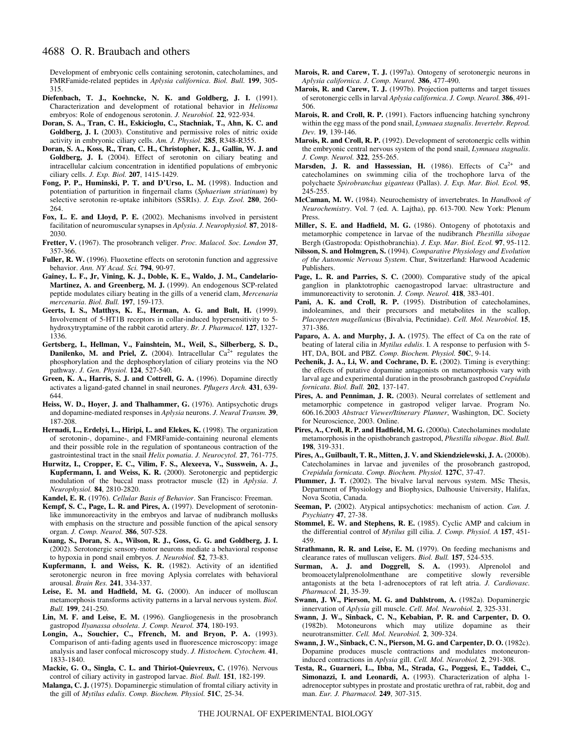Development of embryonic cells containing serotonin, catecholamines, and FMRFamide-related peptides in *Aplysia californica*. *Biol. Bull.* **199**, 305-315.

**Diefenbach, T. J., Koehncke, N. K. and Goldberg, J. I.** (1991). Characterization and development of rotational behavior in *Helisoma* embryos: Role of endogenous serotonin. *J. Neurobiol.* **22**, 922-934.

**Doran, S. A., Tran, C. H., Eskicioglu, C., Stachniak, T., Ahn, K. C. and Goldberg, J. I.** (2003). Constitutive and permissive roles of nitric oxide activity in embryonic ciliary cells. *Am. J. Physiol.* **285**, R348-R355.

**Doran, S. A., Koss, R., Tran, C. H., Christopher, K. J., Gallin, W. J. and Goldberg, J. I.** (2004). Effect of serotonin on ciliary beating and intracellular calcium concentration in identified populations of embryonic ciliary cells. *J. Exp. Biol.* **207**, 1415-1429.

**Fong, P. P., Huminski, P. T. and D'Urso, L. M.** (1998). Induction and potentiation of parturition in fingernail clams (*Sphaerium striatinum*) by selective serotonin re-uptake inhibitors (SSRIs). *J. Exp. Zool.* **280**, 260-264.

**Fox, L. E. and Lloyd, P. E.** (2002). Mechanisms involved in persistent facilitation of neuromuscular synapses in *Aplysia*. *J. Neurophysiol.* **87**, 2018-2030.

**Fretter, V.** (1967). The prosobranch veliger. *Proc. Malacol. Soc. London* **37**, 357-366.

**Fuller, R. W.** (1996). Fluoxetine effects on serotonin function and aggressive behavior. *Ann. NY Acad. Sci.* **794**, 90-97.

**Gainey, L. F., Jr, Vining, K. J., Doble, K. E., Waldo, J. M., Candelario-Martinez, A. and Greenberg, M. J.** (1999). An endogenous SCP-related peptide modulates ciliary beating in the gills of a venerid clam, *Mercenaria mercenaria*. *Biol. Bull.* **197**, 159-173.

**Geerts, I. S., Matthys, K. E., Herman, A. G. and Bult, H.** (1999). Involvement of 5-HT1B receptors in collar-induced hypersensitivity to 5-hydroxytryptamine of the rabbit carotid artery. *Br. J. Pharmacol.* **127**, 1327-1336.

**Gertsberg, I., Hellman, V., Fainshtein, M., Weil, S., Silberberg, S. D., Danilenko, M. and Priel, Z.** (2004). Intracellular $Ca^{2+}$ regulates the phosphorylation and the dephosphorylation of ciliary proteins via the NO pathway. *J. Gen. Physiol.* **124**, 527-540.

**Green, K. A., Harris, S. J. and Cottrell, G. A.** (1996). Dopamine directly activates a ligand-gated channel in snail neurones. *Pflugers Arch.* **431**, 639-644.

**Heiss, W. D., Hoyer, J. and Thalhammer, G.** (1976). Antipsychotic drugs and dopamine-mediated responses in *Aplysia* neurons. *J. Neural Transm.* **39**, 187-208.

**Hernadi, L., Erdelyi, L., Hiripi, L. and Elekes, K.** (1998). The organization of serotonin-, dopamine-, and FMRFamide-containing neuronal elements and their possible role in the regulation of spontaneous contraction of the gastrointestinal tract in the snail *Helix pomatia*. *J. Neurocytol.* **27**, 761-775.

**Hurwitz, I., Cropper, E. C., Vilim, F. S., Alexeeva, V., Susswein, A. J., Kupfermann, I. and Weiss, K. R.** (2000). Serotonergic and peptidergic modulation of the buccal mass protractor muscle (I2) in *Aplysia*. *J. Neurophysiol.* **84**, 2810-2820.

**Kandel, E. R.** (1976). *Cellular Basis of Behavior*. San Francisco: Freeman.

**Kempf, S. C., Page, L. R. and Pires, A.** (1997). Development of serotonin-like immunoreactivity in the embryos and larvae of nudibranch mollusks with emphasis on the structure and possible function of the apical sensory organ. *J. Comp. Neurol.* **386**, 507-528.

**Kuang, S., Doran, S. A., Wilson, R. J., Goss, G. G. and Goldberg, J. I.** (2002). Serotonergic sensory-motor neurons mediate a behavioral response to hypoxia in pond snail embryos. *J. Neurobiol.* **52**, 73-83.

**Kupfermann, I. and Weiss, K. R.** (1982). Activity of an identified serotonergic neuron in free moving Aplysia correlates with behavioral arousal. *Brain Res.* **241**, 334-337.

**Leise, E. M. and Hadfield, M. G.** (2000). An inducer of molluscan metamorphosis transforms activity patterns in a larval nervous system. *Biol. Bull.* **199**, 241-250.

**Lin, M. F. and Leise, E. M.** (1996). Gangliogenesis in the prosobranch gastropod *Ilyanassa obsoleta*. *J. Comp. Neurol.* **374**, 180-193.

**Longin, A., Souchier, C., Ffrench, M. and Bryon, P. A.** (1993). Comparison of anti-fading agents used in fluorescence microscopy: image analysis and laser confocal microscopy study. *J. Histochem. Cytochem.* **41**, 1833-1840.

**Mackie, G. O., Singla, C. L. and Thiriot-Quievreux, C.** (1976). Nervous control of ciliary activity in gastropod larvae. *Biol. Bull.* **151**, 182-199.

**Malanga, C. J.** (1975). Dopaminergic stimulation of fromtal ciliary activity in the gill of *Mytilus edulis*. *Comp. Biochem. Physiol.* **51C**, 25-34.

**Marois, R. and Carew, T. J.** (1997a). Ontogeny of serotonergic neurons in *Aplysia californica*. *J. Comp. Neurol.* **386**, 477-490.

**Marois, R. and Carew, T. J.** (1997b). Projection patterns and target tissues of serotonergic cells in larval *Aplysia californica*. *J. Comp. Neurol.* **386**, 491-506.

**Marois, R. and Croll, R. P.** (1991). Factors influencing hatching synchrony within the egg mass of the pond snail, *Lymnaea stagnalis*. *Invertebr. Reprod. Dev.* **19**, 139-146.

**Marois, R. and Croll, R. P.** (1992). Development of serotonergic cells within the embryonic central nervous system of the pond snail, *Lymnaea stagnalis*. *J. Comp. Neurol.* **322**, 255-265.

**Marsden, J. R. and Hassessian, H.** (1986). Effects of $Ca^{2+}$ and catecholamines on swimming cilia of the trochophore larva of the polychaete *Spirobranchus giganteus* (Pallas). *J. Exp. Mar. Biol. Ecol.* **95**, 245-255.

**McCaman, M. W.** (1984). Neurochemistry of invertebrates. In *Handbook of Neurochemistry*. Vol. 7 (ed. A. Lajtha), pp. 613-700. New York: Plenum Press.

**Miller, S. E. and Hadfield, M. G.** (1986). Ontogeny of phototaxis and metamorphic competence in larvae of the nudibranch *Phestilla sibogae* Bergh (Gastropoda: Opisthobranchia). *J. Exp. Mar. Biol. Ecol.* **97**, 95-112.

**Nilsson, S. and Holmgren, S.** (1994). *Comparative Physiology and Evolution of the Autonomic Nervous System*. Chur, Switzerland: Harwood Academic Publishers.

**Page, L. R. and Parries, S. C.** (2000). Comparative study of the apical ganglion in planktotrophic caenogastropod larvae: ultrastructure and immunoreactivity to serotonin. *J. Comp. Neurol.* **418**, 383-401.

**Pani, A. K. and Croll, R. P.** (1995). Distribution of catecholamines, indoleamines, and their precursors and metabolites in the scallop, *Placopecten magellanicus* (Bivalvia, Pectinidae). *Cell. Mol. Neurobiol.* **15**, 371-386.

**Paparo, A. A. and Murphy, J. A.** (1975). The effect of Ca on the rate of beating of lateral cilia in *Mytilus edulis*. I. A response to perfusion with 5-HT, DA, BOL and PBZ. *Comp. Biochem. Physiol.* **50C**, 9-14.

**Pechenik, J. A., Li, W. and Cochrane, D. E.** (2002). Timing is everything: the effects of putative dopamine antagonists on metamorphosis vary with larval age and experimental duration in the prosobranch gastropod *Crepidula fornicata*. *Biol. Bull.* **202**, 137-147.

**Pires, A. and Penniman, J. R.** (2003). Neural correlates of settlement and metamorphic competence in gastropod veliger larvae. Program No. 606.16.2003 *Abstract Viewer/Itinerary Planner*, Washington, DC. Society for Neuroscience, 2003. Online.

**Pires, A., Croll, R. P. and Hadfield, M. G.** (2000a). Catecholamines modulate metamorphosis in the opisthobranch gastropod, *Phestilla sibogae*. *Biol. Bull.* **198**, 319-331.

**Pires, A., Guilbault, T. R., Mitten, J. V. and Skiendzielewski, J. A.** (2000b). Catecholamines in larvae and juveniles of the prosobranch gastropod, *Crepidula fornicata*. *Comp. Biochem. Physiol.* **127C**, 37-47.

**Plummer, J. T.** (2002). The bivalve larval nervous system. MSc Thesis, Department of Physiology and Biophysics, Dalhousie University, Halifax, Nova Scotia, Canada.

**Seeman, P.** (2002). Atypical antipsychotics: mechanism of action. *Can. J. Psychiatry* **47**, 27-38.

**Stommel, E. W. and Stephens, R. E.** (1985). Cyclic AMP and calcium in the differential control of *Mytilus* gill cilia. *J. Comp. Physiol. A* **157**, 451-459.

**Strathmann, R. R. and Leise, E. M.** (1979). On feeding mechanisms and clearance rates of molluscan veligers. *Biol. Bull.* **157**, 524-535.

**Surman, A. J. and Doggrell, S. A.** (1993). Alprenolol and bromoacetylalprenololmenthane are competitive slowly reversible antagonists at the beta 1-adrenoceptors of rat left atria. *J. Cardiovasc. Pharmacol.* **21**, 35-39.

**Swann, J. W., Pierson, M. G. and Dahlstrom, A.** (1982a). Dopaminergic innervation of *Aplysia* gill muscle. *Cell. Mol. Neurobiol.* **2**, 325-331.

**Swann, J. W., Sinback, C. N., Kebabian, P. R. and Carpenter, D. O.** (1982b). Motoneurons which may utilize dopamine as their neurotransmitter. *Cell. Mol. Neurobiol.* **2**, 309-324.

**Swann, J. W., Sinback, C. N., Pierson, M. G. and Carpenter, D. O.** (1982c). Dopamine produces muscle contractions and modulates motoneuron-induced contractions in *Aplysia* gill. *Cell. Mol. Neurobiol.* **2**, 291-308.

**Testa, R., Guarneri, L., Ibba, M., Strada, G., Poggesi, E., Taddei, C., Simonazzi, I. and Leonardi, A.** (1993). Characterization of alpha 1-adrenoceptor subtypes in prostate and prostatic urethra of rat, rabbit, dog and man. *Eur. J. Pharmacol.* **249**, 307-315.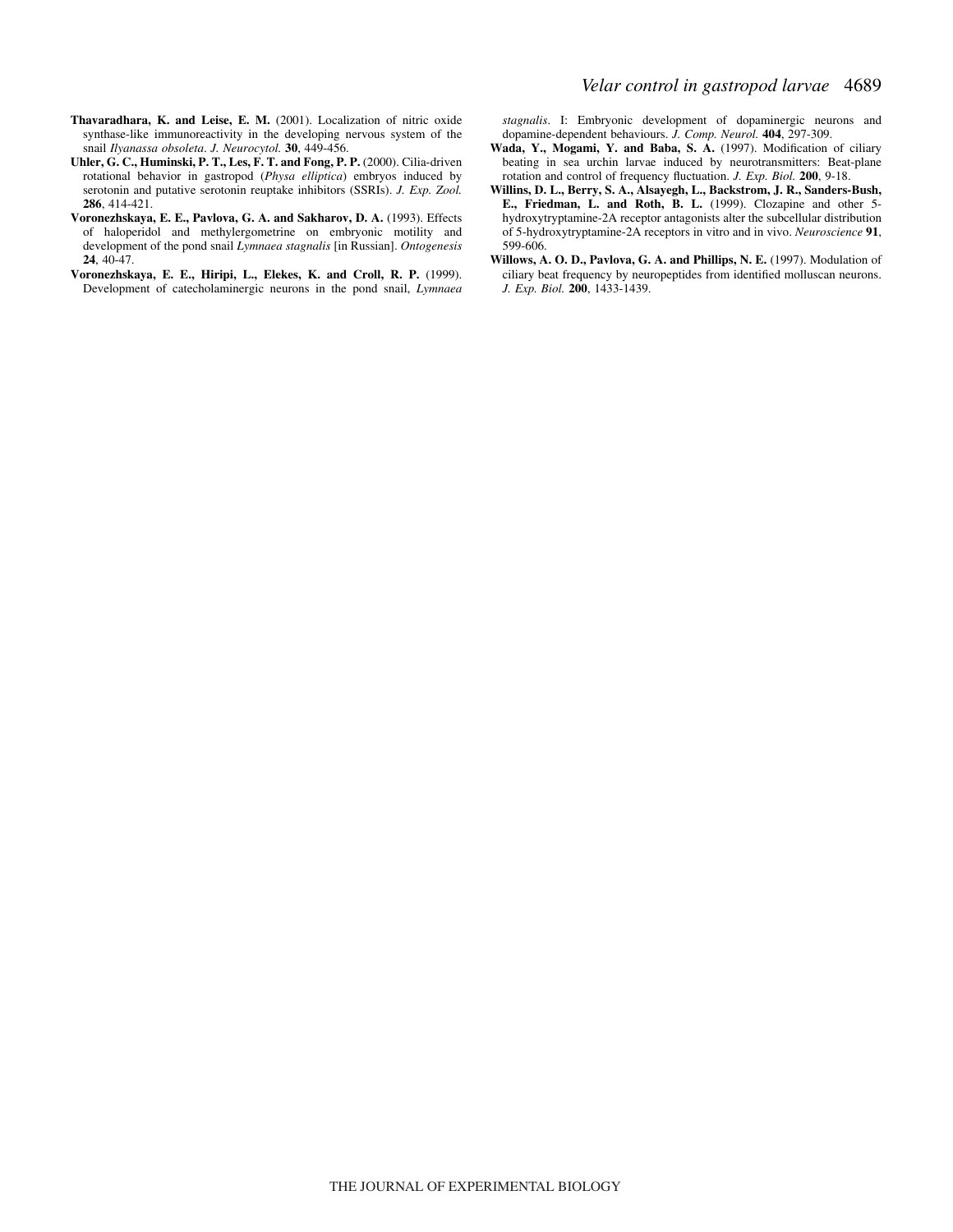**Thavaradhara, K. and Leise, E. M.** (2001). Localization of nitric oxide synthase-like immunoreactivity in the developing nervous system of the snail *Ilyanassa obsoleta*. *J. Neurocytol.* **30**, 449-456.

**Uhler, G. C., Huminski, P. T., Les, F. T. and Fong, P. P.** (2000). Cilia-driven rotational behavior in gastropod (*Physa elliptica*) embryos induced by serotonin and putative serotonin reuptake inhibitors (SSRIs). *J. Exp. Zool.* **286**, 414-421.

**Voronezhskaya, E. E., Pavlova, G. A. and Sakharov, D. A.** (1993). Effects of haloperidol and methylergometrine on embryonic motility and development of the pond snail *Lymnaea stagnalis* [in Russian]. *Ontogenesis* **24**, 40-47.

**Voronezhskaya, E. E., Hiripi, L., Elekes, K. and Croll, R. P.** (1999). Development of catecholaminergic neurons in the pond snail, *Lymnaea stagnalis*. I: Embryonic development of dopaminergic neurons and dopamine-dependent behaviours. *J. Comp. Neurol.* **404**, 297-309.

**Wada, Y., Mogami, Y. and Baba, S. A.** (1997). Modification of ciliary beating in sea urchin larvae induced by neurotransmitters: Beat-plane rotation and control of frequency fluctuation. *J. Exp. Biol.* **200**, 9-18.

**Willins, D. L., Berry, S. A., Alsayegh, L., Backstrom, J. R., Sanders-Bush, E., Friedman, L. and Roth, B. L.** (1999). Clozapine and other 5-hydroxytryptamine-2A receptor antagonists alter the subcellular distribution of 5-hydroxytryptamine-2A receptors in vitro and in vivo. *Neuroscience* **91**, 599-606.

**Willows, A. O. D., Pavlova, G. A. and Phillips, N. E.** (1997). Modulation of ciliary beat frequency by neuropeptides from identified molluscan neurons. *J. Exp. Biol.* **200**, 1433-1439.